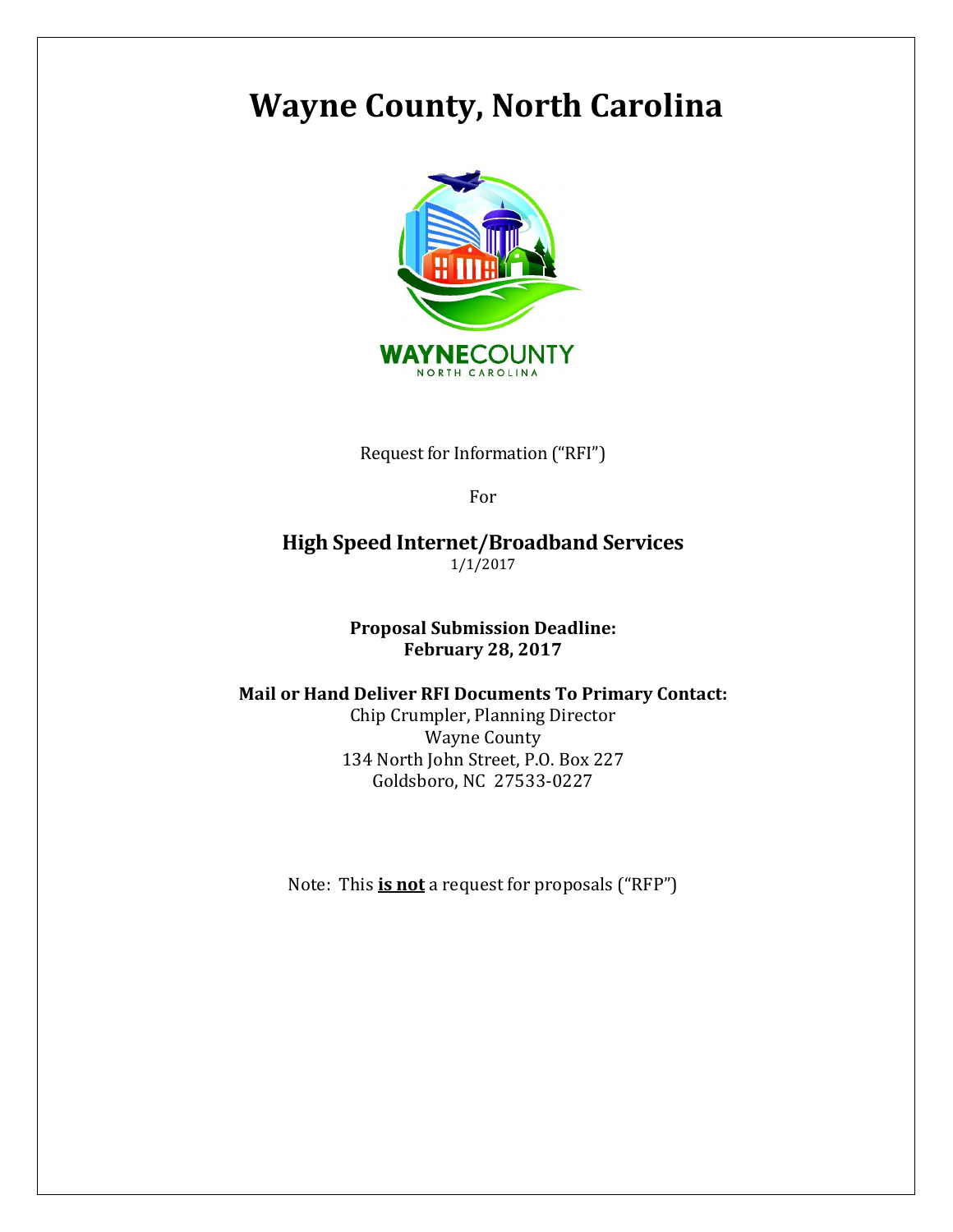# Wayne County, North Carolina

Request for Information ("RFI")

For

**High Speed Internet/Broadband Services**

1/1/2017

**Proposal Submission Deadline:**
**February 28, 2017**

**Mail or Hand Deliver RFI Documents To Primary Contact:**
Chip Crumpler, Planning Director
Wayne County
134 North John Street, P.O. Box 227
Goldsboro, NC 27533-0227

Note: This **is not** a request for proposals ("RFP")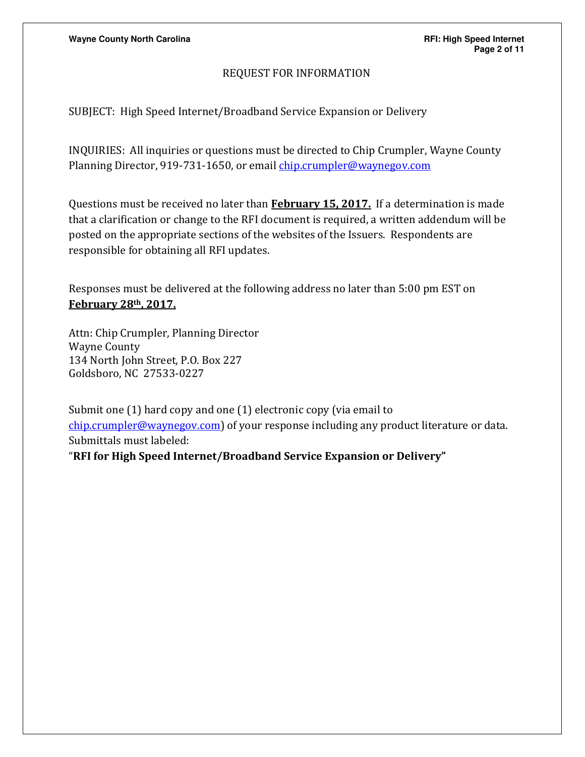# REQUEST FOR INFORMATION

SUBJECT: High Speed Internet/Broadband Service Expansion or Delivery

INQUIRIES: All inquiries or questions must be directed to Chip Crumpler, Wayne County Planning Director, 919-731-1650, or email chip.crumpler@waynegov.com

Questions must be received no later than **February 15, 2017.** If a determination is made that a clarification or change to the RFI document is required, a written addendum will be posted on the appropriate sections of the websites of the Issuers. Respondents are responsible for obtaining all RFI updates.

Responses must be delivered at the following address no later than 5:00 pm EST on **February 28th, 2017.**

Attn: Chip Crumpler, Planning Director
Wayne County
134 North John Street, P.O. Box 227
Goldsboro, NC 27533-0227

Submit one (1) hard copy and one (1) electronic copy (via email to chip.crumpler@waynegov.com) of your response including any product literature or data. Submittals must labeled:
"**RFI for High Speed Internet/Broadband Service Expansion or Delivery"**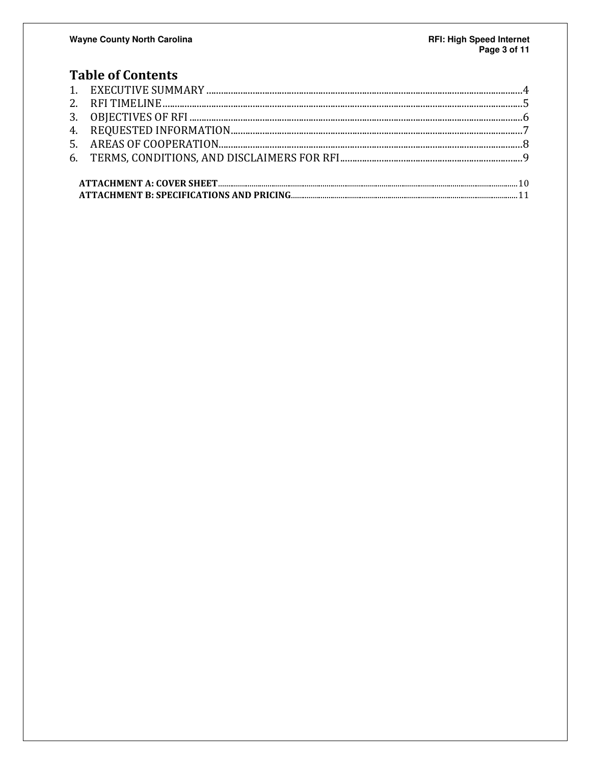# Table of Contents

1. EXECUTIVE SUMMARY ....................................................................................................................4
2. RFI TIMELINE ..............................................................................................................................5
3. OBJECTIVES OF RFI ....................................................................................................................6
4. REQUESTED INFORMATION .........................................................................................................7
5. AREAS OF COOPERATION ............................................................................................................8
6. TERMS, CONDITIONS, AND DISCLAIMERS FOR RFI ..........................................................................9

**ATTACHMENT A: COVER SHEET** ....................................................................................................10
**ATTACHMENT B: SPECIFICATIONS AND PRICING** .........................................................................11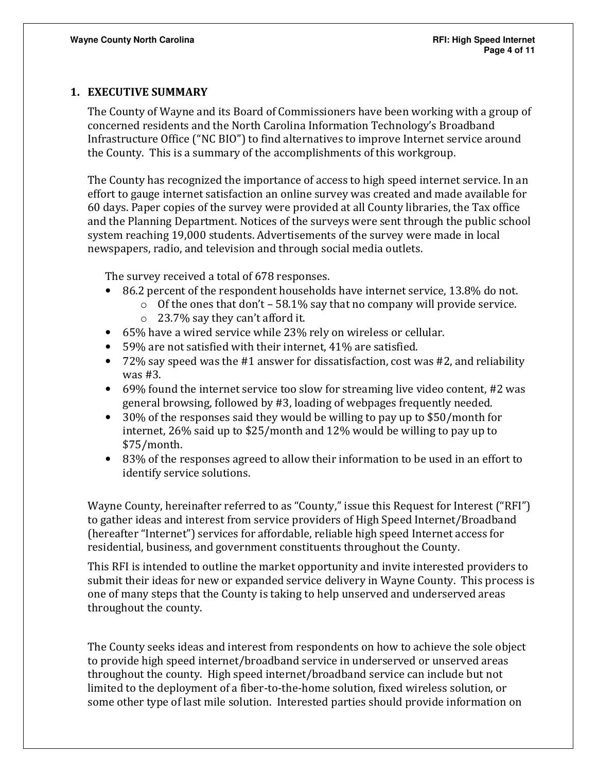## 1. EXECUTIVE SUMMARY

The County of Wayne and its Board of Commissioners have been working with a group of concerned residents and the North Carolina Information Technology's Broadband Infrastructure Office ("NC BIO") to find alternatives to improve Internet service around the County. This is a summary of the accomplishments of this workgroup.

The County has recognized the importance of access to high speed internet service. In an effort to gauge internet satisfaction an online survey was created and made available for 60 days. Paper copies of the survey were provided at all County libraries, the Tax office and the Planning Department. Notices of the surveys were sent through the public school system reaching 19,000 students. Advertisements of the survey were made in local newspapers, radio, and television and through social media outlets.

The survey received a total of 678 responses.

- 86.2 percent of the respondent households have internet service, 13.8% do not.
  - Of the ones that don't – 58.1% say that no company will provide service.
  - 23.7% say they can't afford it.
- 65% have a wired service while 23% rely on wireless or cellular.
- 59% are not satisfied with their internet, 41% are satisfied.
- 72% say speed was the #1 answer for dissatisfaction, cost was #2, and reliability was #3.
- 69% found the internet service too slow for streaming live video content, #2 was general browsing, followed by #3, loading of webpages frequently needed.
- 30% of the responses said they would be willing to pay up to $50/month for internet, 26% said up to $25/month and 12% would be willing to pay up to $75/month.
- 83% of the responses agreed to allow their information to be used in an effort to identify service solutions.

Wayne County, hereinafter referred to as "County," issue this Request for Interest ("RFI") to gather ideas and interest from service providers of High Speed Internet/Broadband (hereafter "Internet") services for affordable, reliable high speed Internet access for residential, business, and government constituents throughout the County.

This RFI is intended to outline the market opportunity and invite interested providers to submit their ideas for new or expanded service delivery in Wayne County. This process is one of many steps that the County is taking to help unserved and underserved areas throughout the county.

The County seeks ideas and interest from respondents on how to achieve the sole object to provide high speed internet/broadband service in underserved or unserved areas throughout the county. High speed internet/broadband service can include but not limited to the deployment of a fiber-to-the-home solution, fixed wireless solution, or some other type of last mile solution. Interested parties should provide information on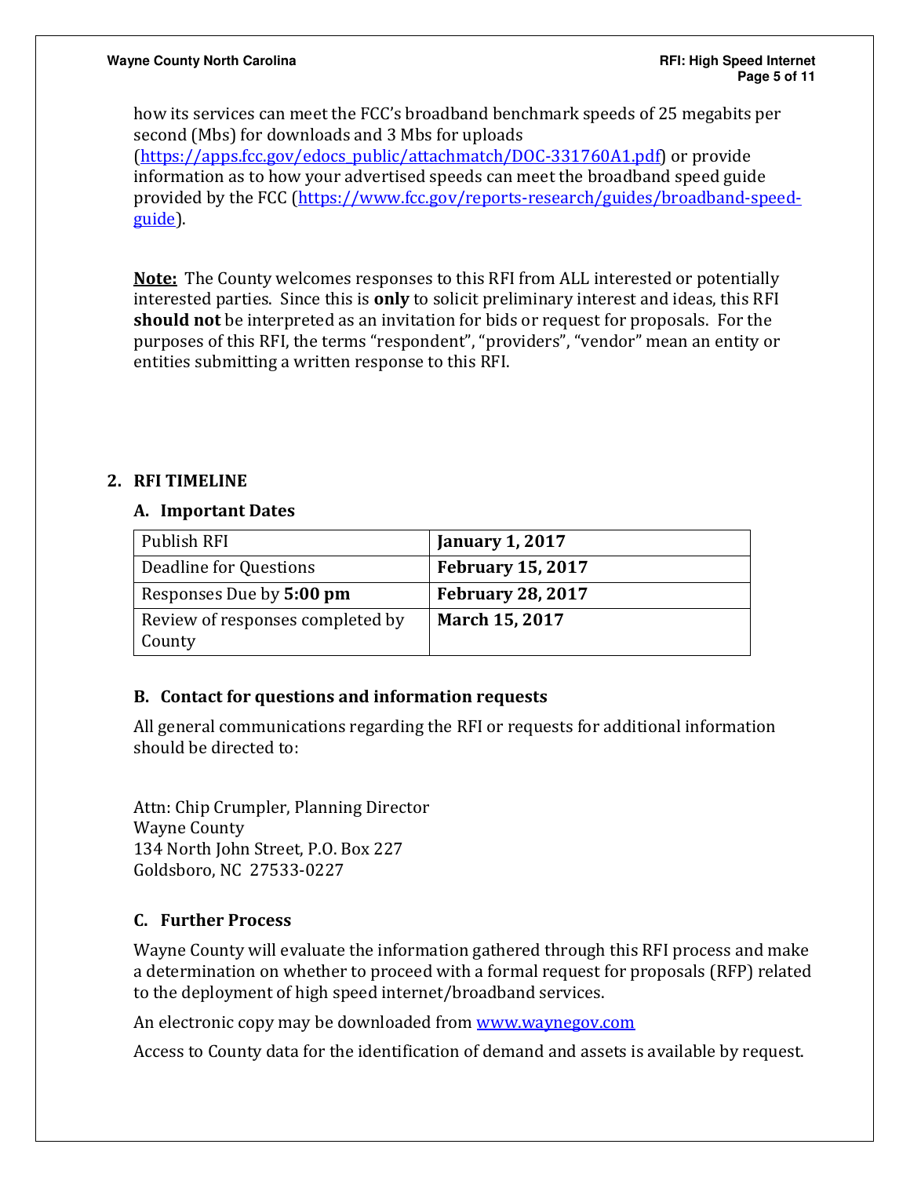how its services can meet the FCC's broadband benchmark speeds of 25 megabits per second (Mbs) for downloads and 3 Mbs for uploads (https://apps.fcc.gov/edocs_public/attachmatch/DOC-331760A1.pdf) or provide information as to how your advertised speeds can meet the broadband speed guide provided by the FCC (https://www.fcc.gov/reports-research/guides/broadband-speed-guide).

**Note:** The County welcomes responses to this RFI from ALL interested or potentially interested parties. Since this is **only** to solicit preliminary interest and ideas, this RFI **should not** be interpreted as an invitation for bids or request for proposals. For the purposes of this RFI, the terms "respondent", "providers", "vendor" mean an entity or entities submitting a written response to this RFI.

## 2. RFI TIMELINE

### A. Important Dates

| Publish RFI | **January 1, 2017** |
|---|---|
| Deadline for Questions | **February 15, 2017** |
| Responses Due by **5:00 pm** | **February 28, 2017** |
| Review of responses completed by County | **March 15, 2017** |

### B. Contact for questions and information requests

All general communications regarding the RFI or requests for additional information should be directed to:

Attn: Chip Crumpler, Planning Director
Wayne County
134 North John Street, P.O. Box 227
Goldsboro, NC 27533-0227

### C. Further Process

Wayne County will evaluate the information gathered through this RFI process and make a determination on whether to proceed with a formal request for proposals (RFP) related to the deployment of high speed internet/broadband services.

An electronic copy may be downloaded from www.waynegov.com

Access to County data for the identification of demand and assets is available by request.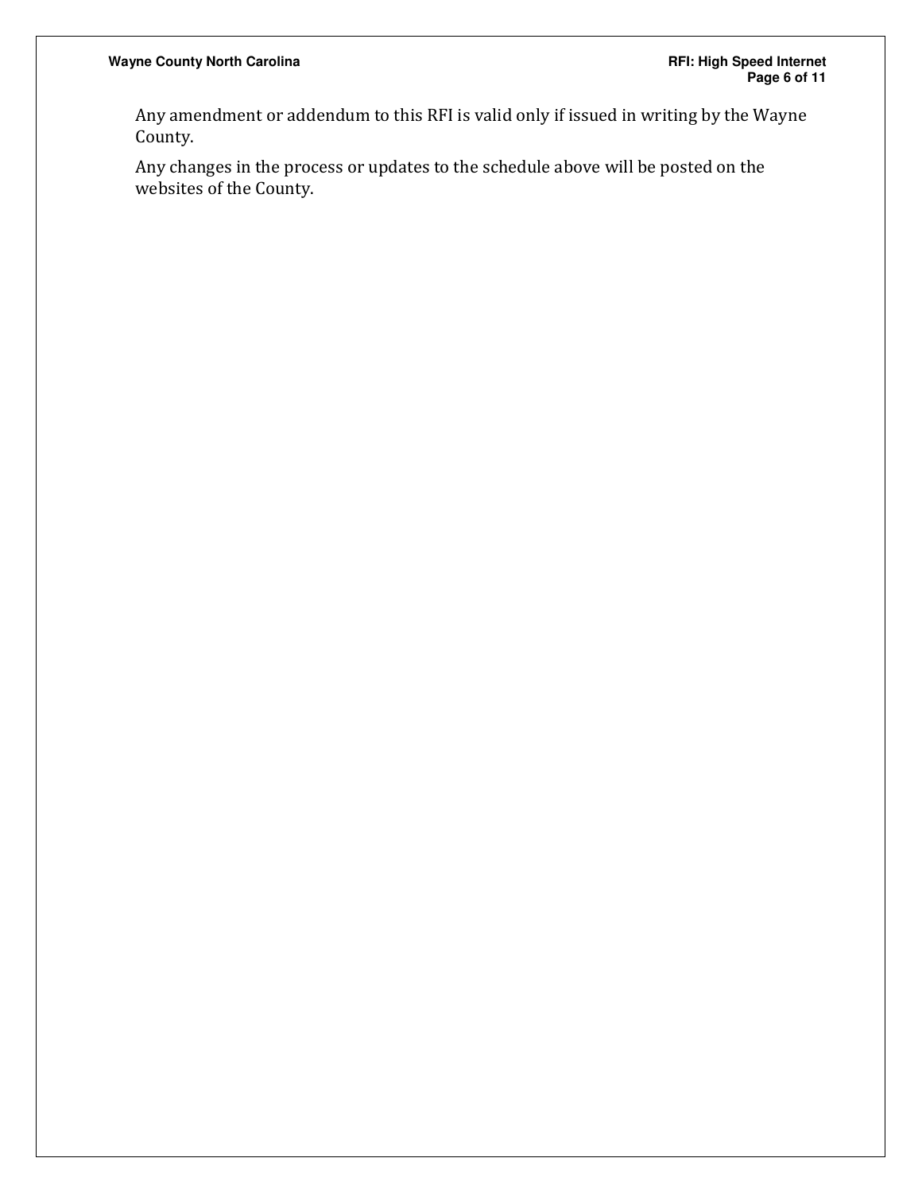Any amendment or addendum to this RFI is valid only if issued in writing by the Wayne County.

Any changes in the process or updates to the schedule above will be posted on the websites of the County.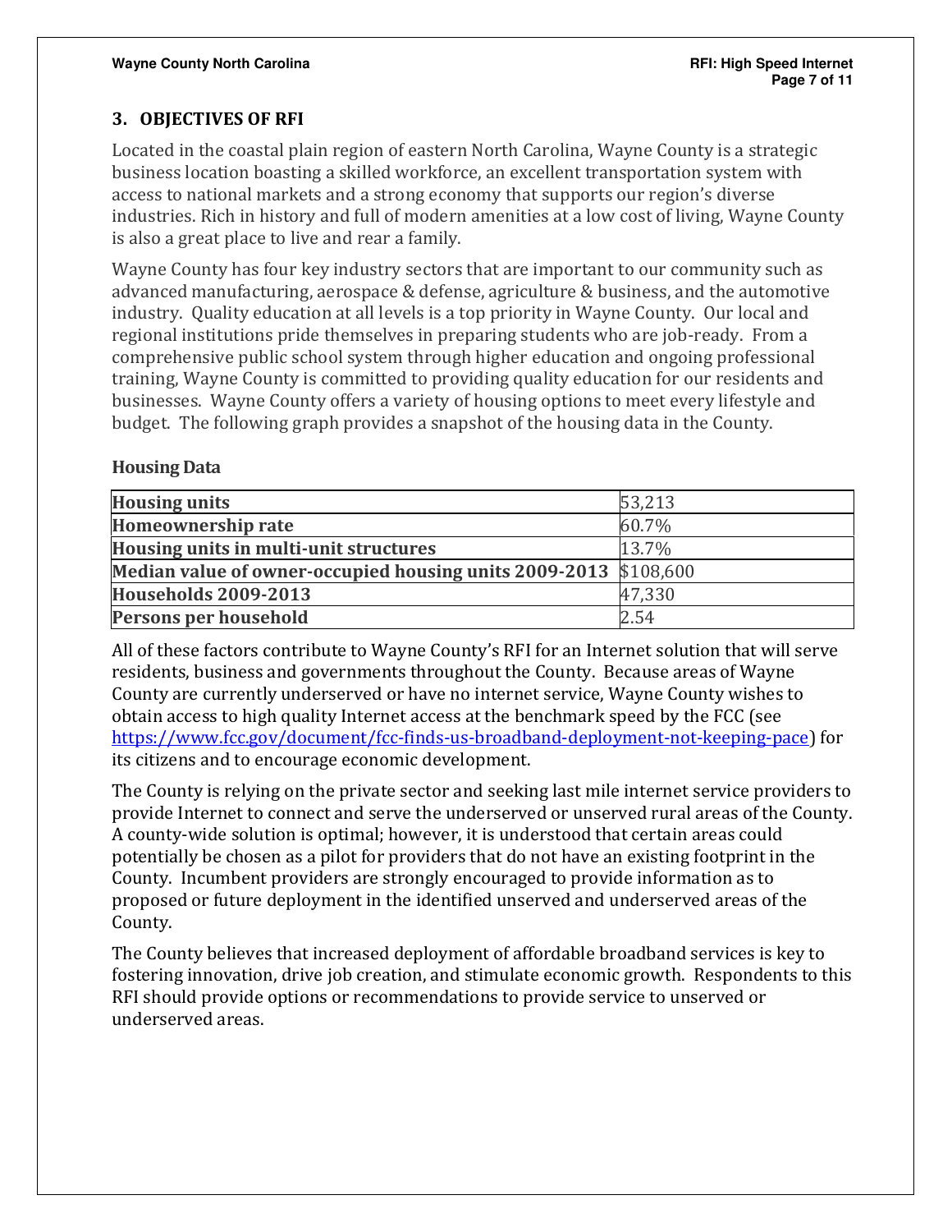## 3. OBJECTIVES OF RFI

Located in the coastal plain region of eastern North Carolina, Wayne County is a strategic business location boasting a skilled workforce, an excellent transportation system with access to national markets and a strong economy that supports our region's diverse industries. Rich in history and full of modern amenities at a low cost of living, Wayne County is also a great place to live and rear a family.

Wayne County has four key industry sectors that are important to our community such as advanced manufacturing, aerospace & defense, agriculture & business, and the automotive industry. Quality education at all levels is a top priority in Wayne County. Our local and regional institutions pride themselves in preparing students who are job-ready. From a comprehensive public school system through higher education and ongoing professional training, Wayne County is committed to providing quality education for our residents and businesses. Wayne County offers a variety of housing options to meet every lifestyle and budget. The following graph provides a snapshot of the housing data in the County.

### Housing Data

| | |
|---|---|
| **Housing units** | 53,213 |
| **Homeownership rate** | 60.7% |
| **Housing units in multi-unit structures** | 13.7% |
| **Median value of owner-occupied housing units 2009-2013** | $108,600 |
| **Households 2009-2013** | 47,330 |
| **Persons per household** | 2.54 |

All of these factors contribute to Wayne County's RFI for an Internet solution that will serve residents, business and governments throughout the County. Because areas of Wayne County are currently underserved or have no internet service, Wayne County wishes to obtain access to high quality Internet access at the benchmark speed by the FCC (see [https://www.fcc.gov/document/fcc-finds-us-broadband-deployment-not-keeping-pace](https://www.fcc.gov/document/fcc-finds-us-broadband-deployment-not-keeping-pace)) for its citizens and to encourage economic development.

The County is relying on the private sector and seeking last mile internet service providers to provide Internet to connect and serve the underserved or unserved rural areas of the County. A county-wide solution is optimal; however, it is understood that certain areas could potentially be chosen as a pilot for providers that do not have an existing footprint in the County. Incumbent providers are strongly encouraged to provide information as to proposed or future deployment in the identified unserved and underserved areas of the County.

The County believes that increased deployment of affordable broadband services is key to fostering innovation, drive job creation, and stimulate economic growth. Respondents to this RFI should provide options or recommendations to provide service to unserved or underserved areas.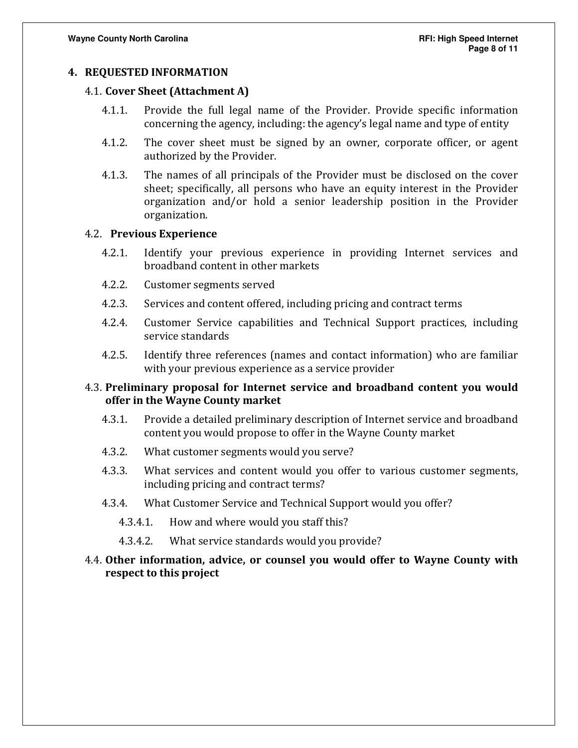## 4. REQUESTED INFORMATION

### 4.1. Cover Sheet (Attachment A)

- 4.1.1. Provide the full legal name of the Provider. Provide specific information concerning the agency, including: the agency's legal name and type of entity
- 4.1.2. The cover sheet must be signed by an owner, corporate officer, or agent authorized by the Provider.
- 4.1.3. The names of all principals of the Provider must be disclosed on the cover sheet; specifically, all persons who have an equity interest in the Provider organization and/or hold a senior leadership position in the Provider organization.

### 4.2. Previous Experience

- 4.2.1. Identify your previous experience in providing Internet services and broadband content in other markets
- 4.2.2. Customer segments served
- 4.2.3. Services and content offered, including pricing and contract terms
- 4.2.4. Customer Service capabilities and Technical Support practices, including service standards
- 4.2.5. Identify three references (names and contact information) who are familiar with your previous experience as a service provider

### 4.3. Preliminary proposal for Internet service and broadband content you would offer in the Wayne County market

- 4.3.1. Provide a detailed preliminary description of Internet service and broadband content you would propose to offer in the Wayne County market
- 4.3.2. What customer segments would you serve?
- 4.3.3. What services and content would you offer to various customer segments, including pricing and contract terms?
- 4.3.4. What Customer Service and Technical Support would you offer?
  - 4.3.4.1. How and where would you staff this?
  - 4.3.4.2. What service standards would you provide?

### 4.4. Other information, advice, or counsel you would offer to Wayne County with respect to this project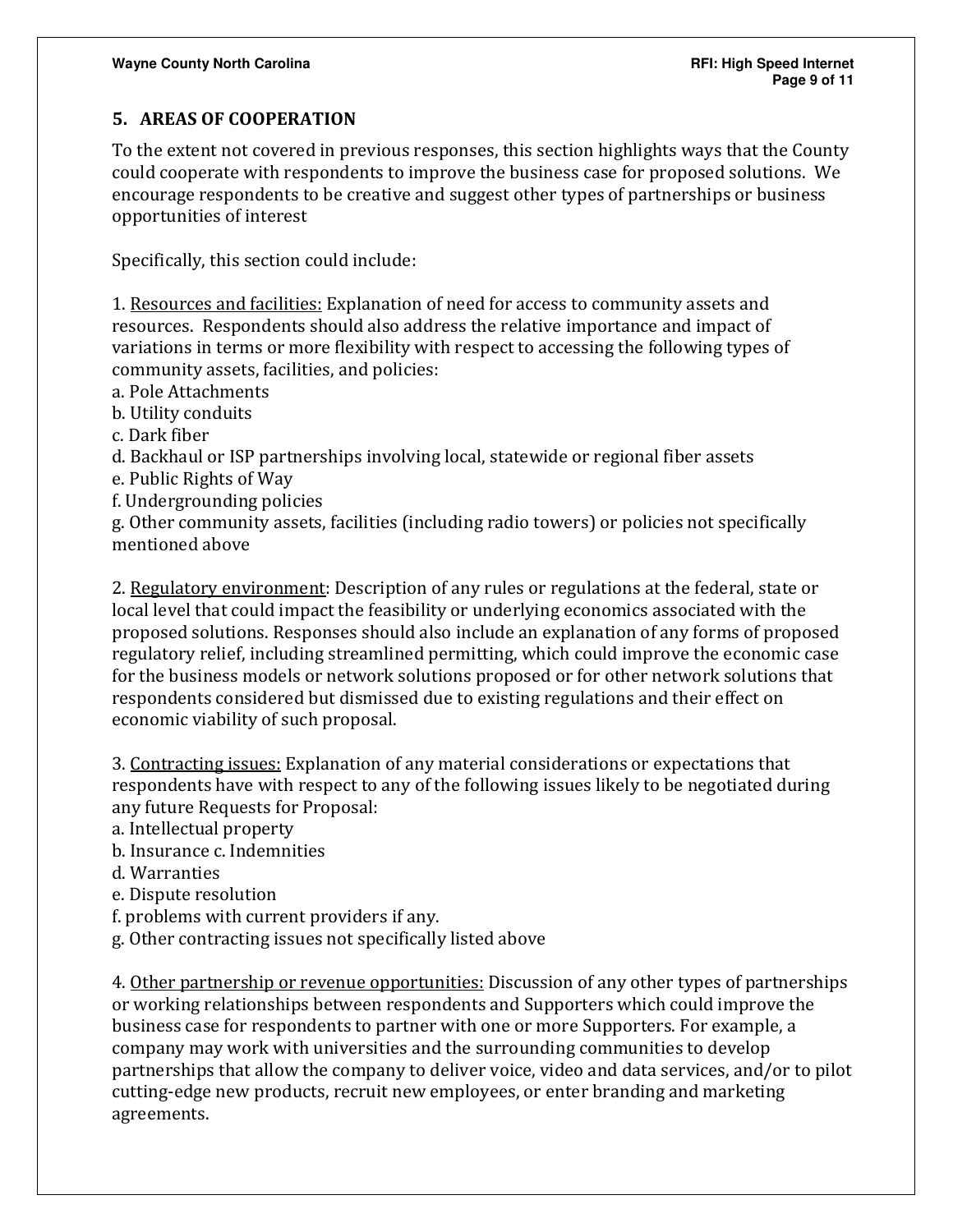## 5. AREAS OF COOPERATION

To the extent not covered in previous responses, this section highlights ways that the County could cooperate with respondents to improve the business case for proposed solutions. We encourage respondents to be creative and suggest other types of partnerships or business opportunities of interest

Specifically, this section could include:

1. Resources and facilities: Explanation of need for access to community assets and resources. Respondents should also address the relative importance and impact of variations in terms or more flexibility with respect to accessing the following types of community assets, facilities, and policies:
a. Pole Attachments
b. Utility conduits
c. Dark fiber
d. Backhaul or ISP partnerships involving local, statewide or regional fiber assets
e. Public Rights of Way
f. Undergrounding policies
g. Other community assets, facilities (including radio towers) or policies not specifically mentioned above

2. Regulatory environment: Description of any rules or regulations at the federal, state or local level that could impact the feasibility or underlying economics associated with the proposed solutions. Responses should also include an explanation of any forms of proposed regulatory relief, including streamlined permitting, which could improve the economic case for the business models or network solutions proposed or for other network solutions that respondents considered but dismissed due to existing regulations and their effect on economic viability of such proposal.

3. Contracting issues: Explanation of any material considerations or expectations that respondents have with respect to any of the following issues likely to be negotiated during any future Requests for Proposal:
a. Intellectual property
b. Insurance c. Indemnities
d. Warranties
e. Dispute resolution
f. problems with current providers if any.
g. Other contracting issues not specifically listed above

4. Other partnership or revenue opportunities: Discussion of any other types of partnerships or working relationships between respondents and Supporters which could improve the business case for respondents to partner with one or more Supporters. For example, a company may work with universities and the surrounding communities to develop partnerships that allow the company to deliver voice, video and data services, and/or to pilot cutting-edge new products, recruit new employees, or enter branding and marketing agreements.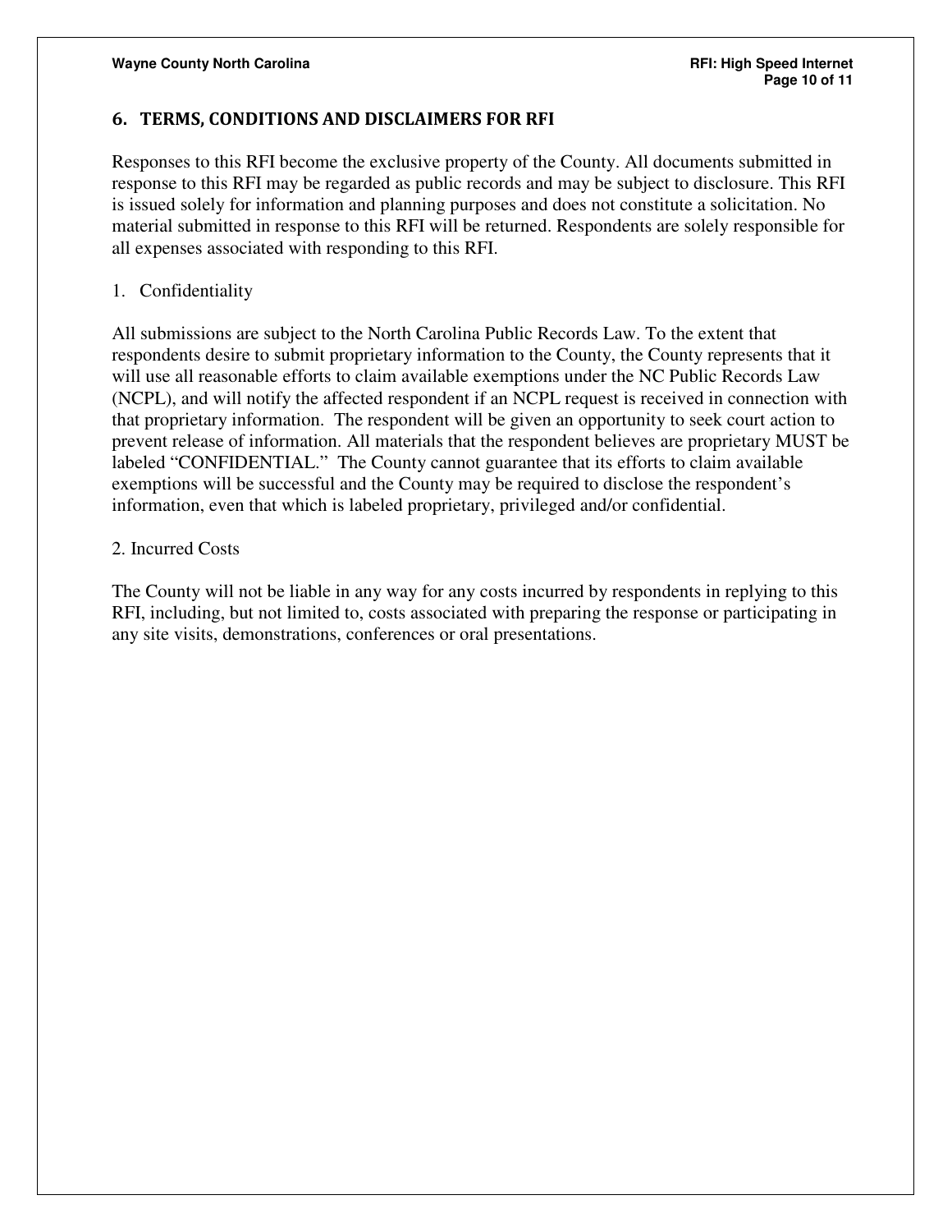## 6. TERMS, CONDITIONS AND DISCLAIMERS FOR RFI

Responses to this RFI become the exclusive property of the County. All documents submitted in response to this RFI may be regarded as public records and may be subject to disclosure. This RFI is issued solely for information and planning purposes and does not constitute a solicitation. No material submitted in response to this RFI will be returned. Respondents are solely responsible for all expenses associated with responding to this RFI.

1. Confidentiality

All submissions are subject to the North Carolina Public Records Law. To the extent that respondents desire to submit proprietary information to the County, the County represents that it will use all reasonable efforts to claim available exemptions under the NC Public Records Law (NCPL), and will notify the affected respondent if an NCPL request is received in connection with that proprietary information. The respondent will be given an opportunity to seek court action to prevent release of information. All materials that the respondent believes are proprietary MUST be labeled "CONFIDENTIAL." The County cannot guarantee that its efforts to claim available exemptions will be successful and the County may be required to disclose the respondent's information, even that which is labeled proprietary, privileged and/or confidential.

2. Incurred Costs

The County will not be liable in any way for any costs incurred by respondents in replying to this RFI, including, but not limited to, costs associated with preparing the response or participating in any site visits, demonstrations, conferences or oral presentations.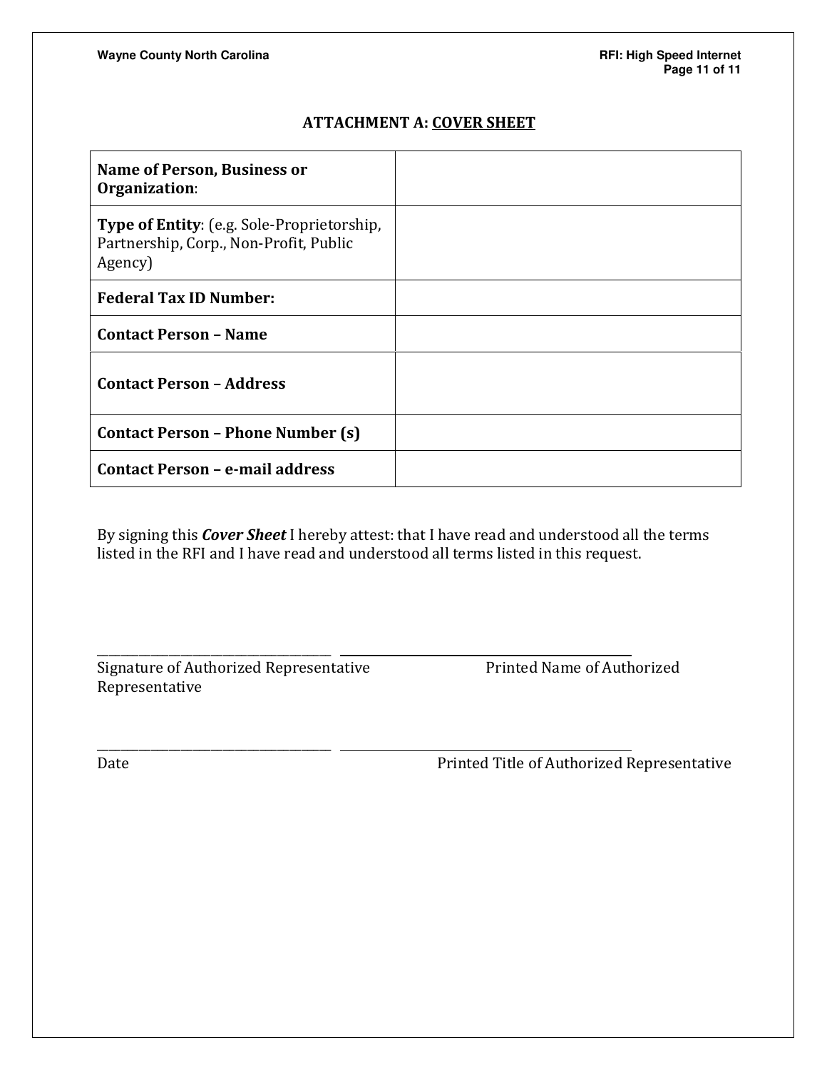## ATTACHMENT A: COVER SHEET

| | |
|---|---|
| **Name of Person, Business or Organization**: | |
| **Type of Entity**: (e.g. Sole-Proprietorship, Partnership, Corp., Non-Profit, Public Agency) | |
| **Federal Tax ID Number:** | |
| **Contact Person – Name** | |
| **Contact Person – Address** | |
| **Contact Person – Phone Number (s)** | |
| **Contact Person – e-mail address** | |

By signing this ***Cover Sheet*** I hereby attest: that I have read and understood all the terms listed in the RFI and I have read and understood all terms listed in this request.

\_\_\_\_\_\_\_\_\_\_\_\_\_\_\_\_\_\_\_\_\_\_\_\_\_\_\_\_\_\_\_\_\_\_\_\_ \_\_\_\_\_\_\_\_\_\_\_\_\_\_\_\_\_\_\_\_\_\_\_\_\_\_\_\_\_\_\_\_\_\_\_\_\_\_\_\_\_\_\_\_\_\_

Signature of Authorized Representative                    Printed Name of Authorized Representative

\_\_\_\_\_\_\_\_\_\_\_\_\_\_\_\_\_\_\_\_\_\_\_\_\_\_\_\_\_\_\_\_\_\_\_\_ \_\_\_\_\_\_\_\_\_\_\_\_\_\_\_\_\_\_\_\_\_\_\_\_\_\_\_\_\_\_\_\_\_\_\_\_\_\_\_\_\_\_\_\_\_\_

Date                    Printed Title of Authorized Representative